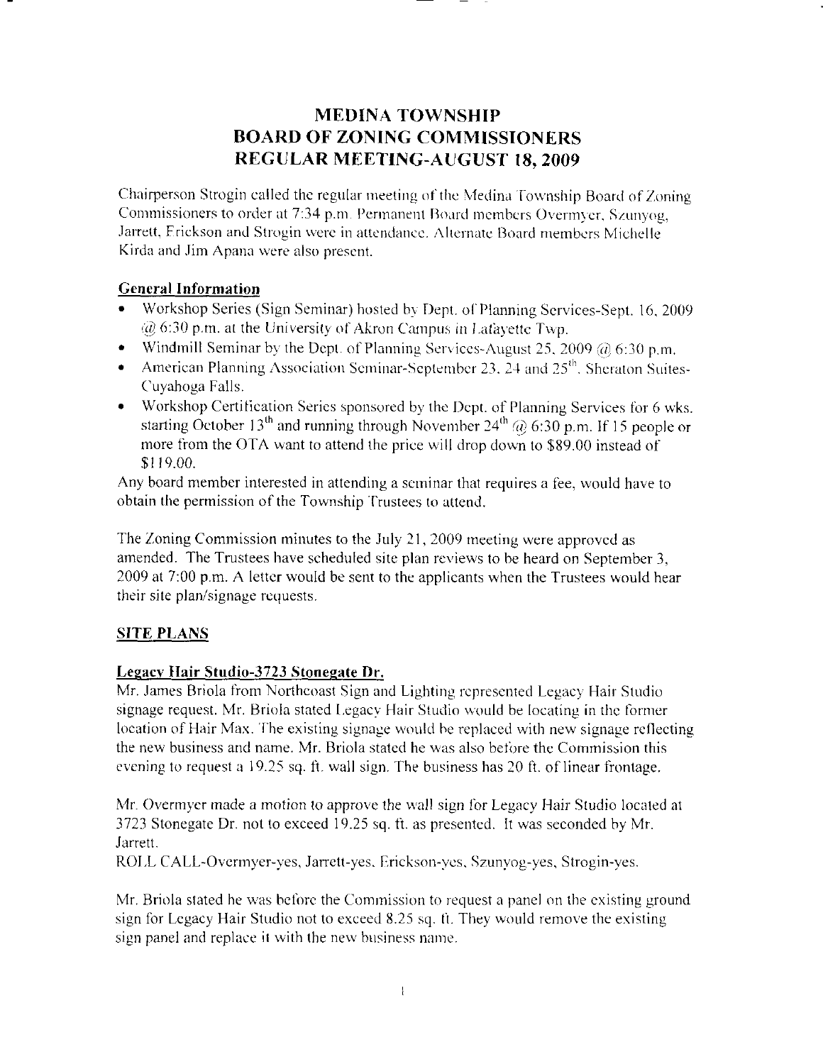# MEDINA TOWNSHIP
# BOARD OF ZONING COMMISSIONERS
# REGULAR MEETING-AUGUST 18, 2009

Chairperson Strogin called the regular meeting of the Medina Township Board of Zoning Commissioners to order at 7:34 p.m. Permanent Board members Overmyer, Szunyog, Jarrett, Erickson and Strogin were in attendance. Alternate Board members Michelle Kirda and Jim Apana were also present.

## General Information

- Workshop Series (Sign Seminar) hosted by Dept. of Planning Services-Sept. 16, 2009 @ 6:30 p.m. at the University of Akron Campus in Lafayette Twp.
- Windmill Seminar by the Dept. of Planning Services-August 25, 2009 @ 6:30 p.m.
- American Planning Association Seminar-September 23, 24 and 25th, Sheraton Suites-Cuyahoga Falls.
- Workshop Certification Series sponsored by the Dept. of Planning Services for 6 wks. starting October 13th and running through November 24th @ 6:30 p.m. If 15 people or more from the OTA want to attend the price will drop down to $89.00 instead of $119.00.

Any board member interested in attending a seminar that requires a fee, would have to obtain the permission of the Township Trustees to attend.

The Zoning Commission minutes to the July 21, 2009 meeting were approved as amended. The Trustees have scheduled site plan reviews to be heard on September 3, 2009 at 7:00 p.m. A letter would be sent to the applicants when the Trustees would hear their site plan/signage requests.

## SITE PLANS

### Legacy Hair Studio-3723 Stonegate Dr.

Mr. James Briola from Northcoast Sign and Lighting represented Legacy Hair Studio signage request. Mr. Briola stated Legacy Hair Studio would be locating in the former location of Hair Max. The existing signage would be replaced with new signage reflecting the new business and name. Mr. Briola stated he was also before the Commission this evening to request a 19.25 sq. ft. wall sign. The business has 20 ft. of linear frontage.

Mr. Overmyer made a motion to approve the wall sign for Legacy Hair Studio located at 3723 Stonegate Dr. not to exceed 19.25 sq. ft. as presented. It was seconded by Mr. Jarrett.

ROLL CALL-Overmyer-yes, Jarrett-yes, Erickson-yes, Szunyog-yes, Strogin-yes.

Mr. Briola stated he was before the Commission to request a panel on the existing ground sign for Legacy Hair Studio not to exceed 8.25 sq. ft. They would remove the existing sign panel and replace it with the new business name.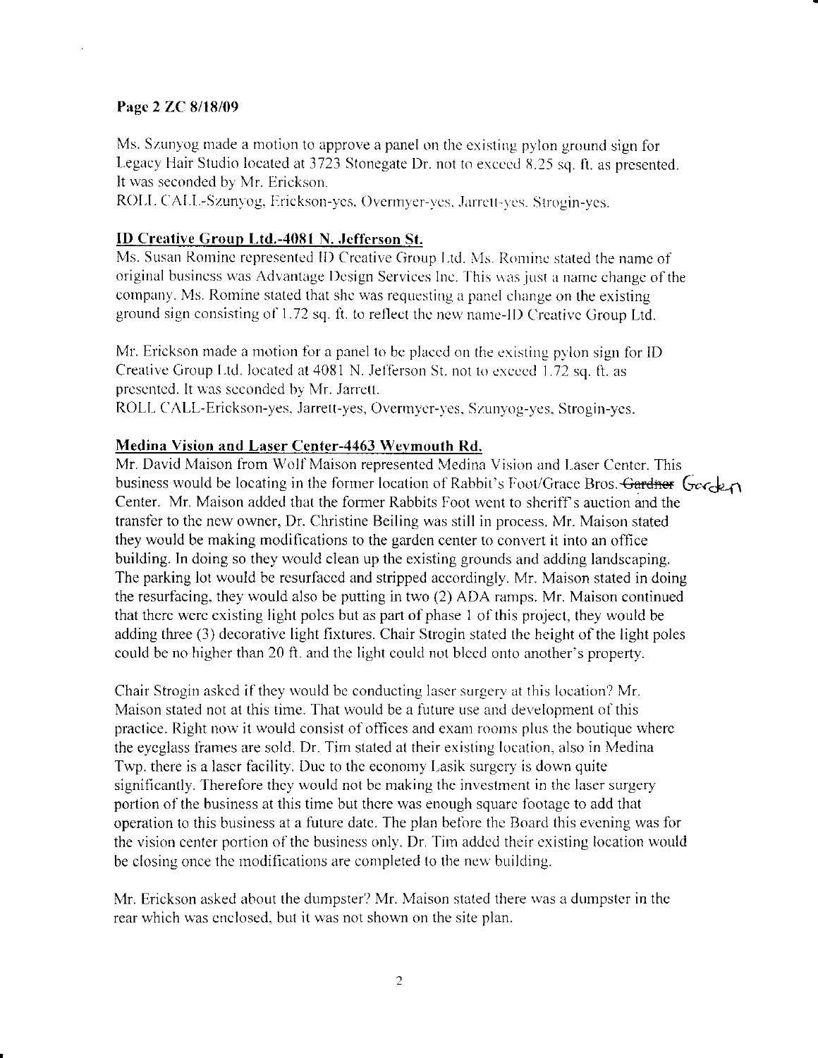**Page 2 ZC 8/18/09**

Ms. Szunyog made a motion to approve a panel on the existing pylon ground sign for Legacy Hair Studio located at 3723 Stonegate Dr. not to exceed 8.25 sq. ft. as presented. It was seconded by Mr. Erickson.
ROLL CALL-Szunyog, Erickson-yes, Overmyer-yes, Jarrett-yes, Strogin-yes.

**ID Creative Group Ltd.-4081 N. Jefferson St.**

Ms. Susan Romine represented ID Creative Group Ltd. Ms. Romine stated the name of original business was Advantage Design Services Inc. This was just a name change of the company. Ms. Romine stated that she was requesting a panel change on the existing ground sign consisting of 1.72 sq. ft. to reflect the new name-ID Creative Group Ltd.

Mr. Erickson made a motion for a panel to be placed on the existing pylon sign for ID Creative Group Ltd. located at 4081 N. Jefferson St. not to exceed 1.72 sq. ft. as presented. It was seconded by Mr. Jarrett.
ROLL CALL-Erickson-yes, Jarrett-yes, Overmyer-yes, Szunyog-yes, Strogin-yes.

**Medina Vision and Laser Center-4463 Weymouth Rd.**

Mr. David Maison from Wolf Maison represented Medina Vision and Laser Center. This business would be locating in the former location of Rabbit's Foot/Grace Bros. ~~Gardner~~ Garden Center. Mr. Maison added that the former Rabbits Foot went to sheriff's auction and the transfer to the new owner, Dr. Christine Beiling was still in process. Mr. Maison stated they would be making modifications to the garden center to convert it into an office building. In doing so they would clean up the existing grounds and adding landscaping. The parking lot would be resurfaced and stripped accordingly. Mr. Maison stated in doing the resurfacing, they would also be putting in two (2) ADA ramps. Mr. Maison continued that there were existing light poles but as part of phase 1 of this project, they would be adding three (3) decorative light fixtures. Chair Strogin stated the height of the light poles could be no higher than 20 ft. and the light could not bleed onto another's property.

Chair Strogin asked if they would be conducting laser surgery at this location? Mr. Maison stated not at this time. That would be a future use and development of this practice. Right now it would consist of offices and exam rooms plus the boutique where the eyeglass frames are sold. Dr. Tim stated at their existing location, also in Medina Twp. there is a laser facility. Due to the economy Lasik surgery is down quite significantly. Therefore they would not be making the investment in the laser surgery portion of the business at this time but there was enough square footage to add that operation to this business at a future date. The plan before the Board this evening was for the vision center portion of the business only. Dr. Tim added their existing location would be closing once the modifications are completed to the new building.

Mr. Erickson asked about the dumpster? Mr. Maison stated there was a dumpster in the rear which was enclosed, but it was not shown on the site plan.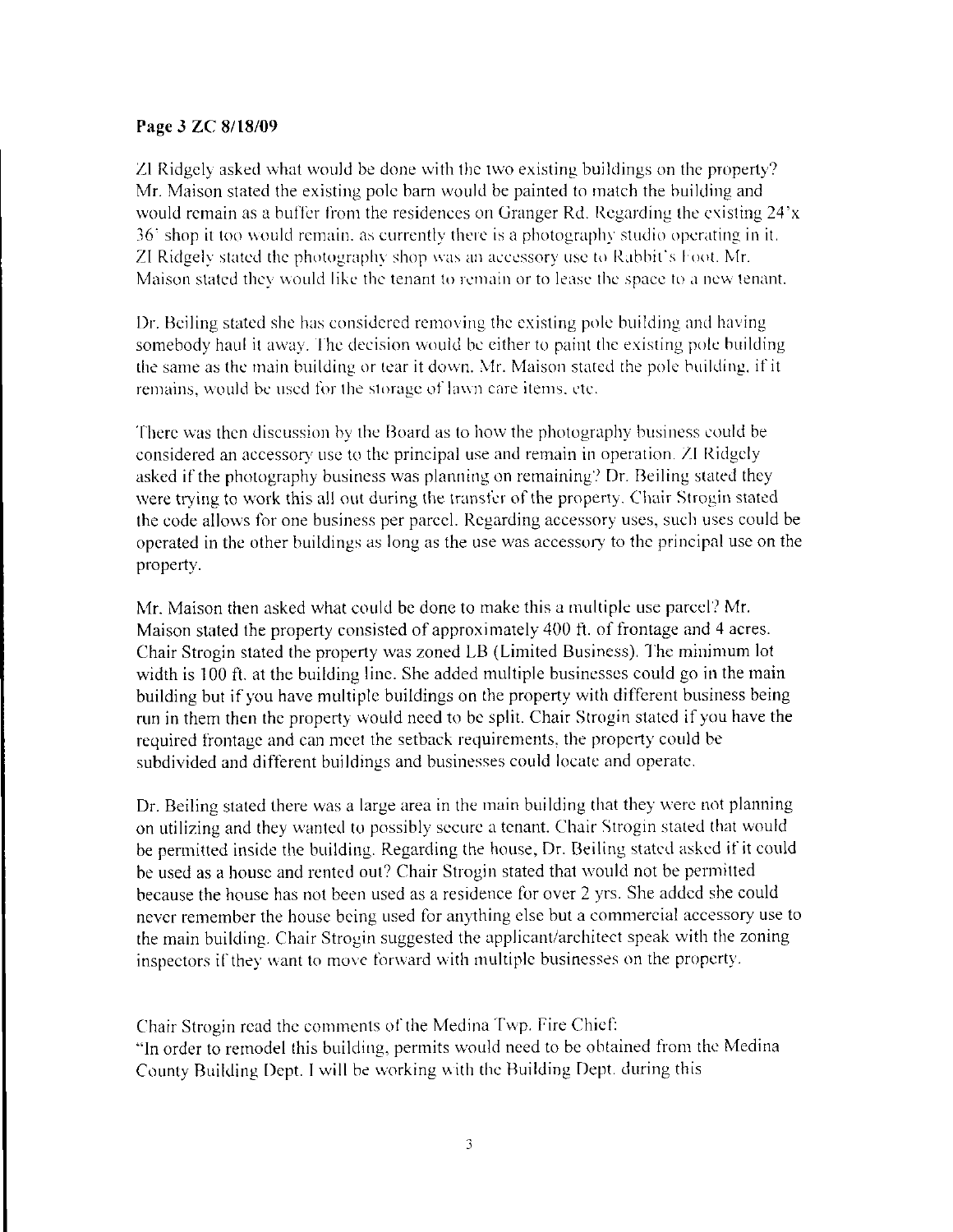**Page 3 ZC 8/18/09**

ZI Ridgely asked what would be done with the two existing buildings on the property? Mr. Maison stated the existing pole barn would be painted to match the building and would remain as a buffer from the residences on Granger Rd. Regarding the existing 24'x 36' shop it too would remain, as currently there is a photography studio operating in it. ZI Ridgely stated the photography shop was an accessory use to Rabbit's Foot. Mr. Maison stated they would like the tenant to remain or to lease the space to a new tenant.

Dr. Beiling stated she has considered removing the existing pole building and having somebody haul it away. The decision would be either to paint the existing pole building the same as the main building or tear it down. Mr. Maison stated the pole building, if it remains, would be used for the storage of lawn care items, etc.

There was then discussion by the Board as to how the photography business could be considered an accessory use to the principal use and remain in operation. ZI Ridgely asked if the photography business was planning on remaining? Dr. Beiling stated they were trying to work this all out during the transfer of the property. Chair Strogin stated the code allows for one business per parcel. Regarding accessory uses, such uses could be operated in the other buildings as long as the use was accessory to the principal use on the property.

Mr. Maison then asked what could be done to make this a multiple use parcel? Mr. Maison stated the property consisted of approximately 400 ft. of frontage and 4 acres. Chair Strogin stated the property was zoned LB (Limited Business). The minimum lot width is 100 ft. at the building line. She added multiple businesses could go in the main building but if you have multiple buildings on the property with different business being run in them then the property would need to be split. Chair Strogin stated if you have the required frontage and can meet the setback requirements, the property could be subdivided and different buildings and businesses could locate and operate.

Dr. Beiling stated there was a large area in the main building that they were not planning on utilizing and they wanted to possibly secure a tenant. Chair Strogin stated that would be permitted inside the building. Regarding the house, Dr. Beiling stated asked if it could be used as a house and rented out? Chair Strogin stated that would not be permitted because the house has not been used as a residence for over 2 yrs. She added she could never remember the house being used for anything else but a commercial accessory use to the main building. Chair Strogin suggested the applicant/architect speak with the zoning inspectors if they want to move forward with multiple businesses on the property.

Chair Strogin read the comments of the Medina Twp. Fire Chief:
"In order to remodel this building, permits would need to be obtained from the Medina County Building Dept. I will be working with the Building Dept. during this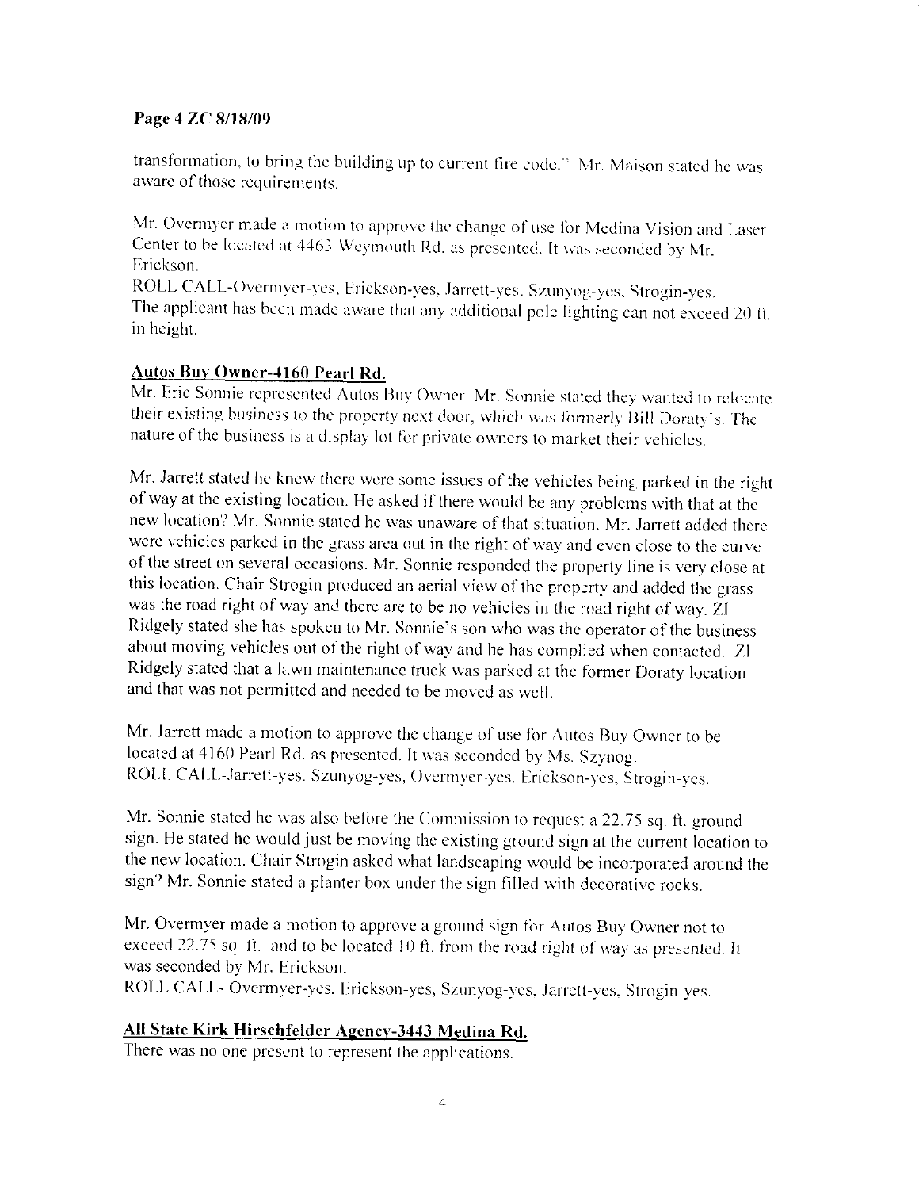transformation, to bring the building up to current fire code." Mr. Maison stated he was aware of those requirements.

Mr. Overmyer made a motion to approve the change of use for Medina Vision and Laser Center to be located at 4463 Weymouth Rd. as presented. It was seconded by Mr. Erickson.
ROLL CALL-Overmyer-yes, Erickson-yes, Jarrett-yes, Szunyog-yes, Strogin-yes.
The applicant has been made aware that any additional pole lighting can not exceed 20 ft. in height.

**Autos Buy Owner-4160 Pearl Rd.**

Mr. Eric Sonnie represented Autos Buy Owner. Mr. Sonnie stated they wanted to relocate their existing business to the property next door, which was formerly Bill Doraty's. The nature of the business is a display lot for private owners to market their vehicles.

Mr. Jarrett stated he knew there were some issues of the vehicles being parked in the right of way at the existing location. He asked if there would be any problems with that at the new location? Mr. Sonnie stated he was unaware of that situation. Mr. Jarrett added there were vehicles parked in the grass area out in the right of way and even close to the curve of the street on several occasions. Mr. Sonnie responded the property line is very close at this location. Chair Strogin produced an aerial view of the property and added the grass was the road right of way and there are to be no vehicles in the road right of way. ZI Ridgely stated she has spoken to Mr. Sonnie's son who was the operator of the business about moving vehicles out of the right of way and he has complied when contacted. ZI Ridgely stated that a lawn maintenance truck was parked at the former Doraty location and that was not permitted and needed to be moved as well.

Mr. Jarrett made a motion to approve the change of use for Autos Buy Owner to be located at 4160 Pearl Rd. as presented. It was seconded by Ms. Szynog.
ROLL CALL-Jarrett-yes. Szunyog-yes, Overmyer-yes. Erickson-yes, Strogin-yes.

Mr. Sonnie stated he was also before the Commission to request a 22.75 sq. ft. ground sign. He stated he would just be moving the existing ground sign at the current location to the new location. Chair Strogin asked what landscaping would be incorporated around the sign? Mr. Sonnie stated a planter box under the sign filled with decorative rocks.

Mr. Overmyer made a motion to approve a ground sign for Autos Buy Owner not to exceed 22.75 sq. ft. and to be located 10 ft. from the road right of way as presented. It was seconded by Mr. Erickson.
ROLL CALL- Overmyer-yes, Erickson-yes, Szunyog-yes, Jarrett-yes, Strogin-yes.

**All State Kirk Hirschfelder Agency-3443 Medina Rd.**

There was no one present to represent the applications.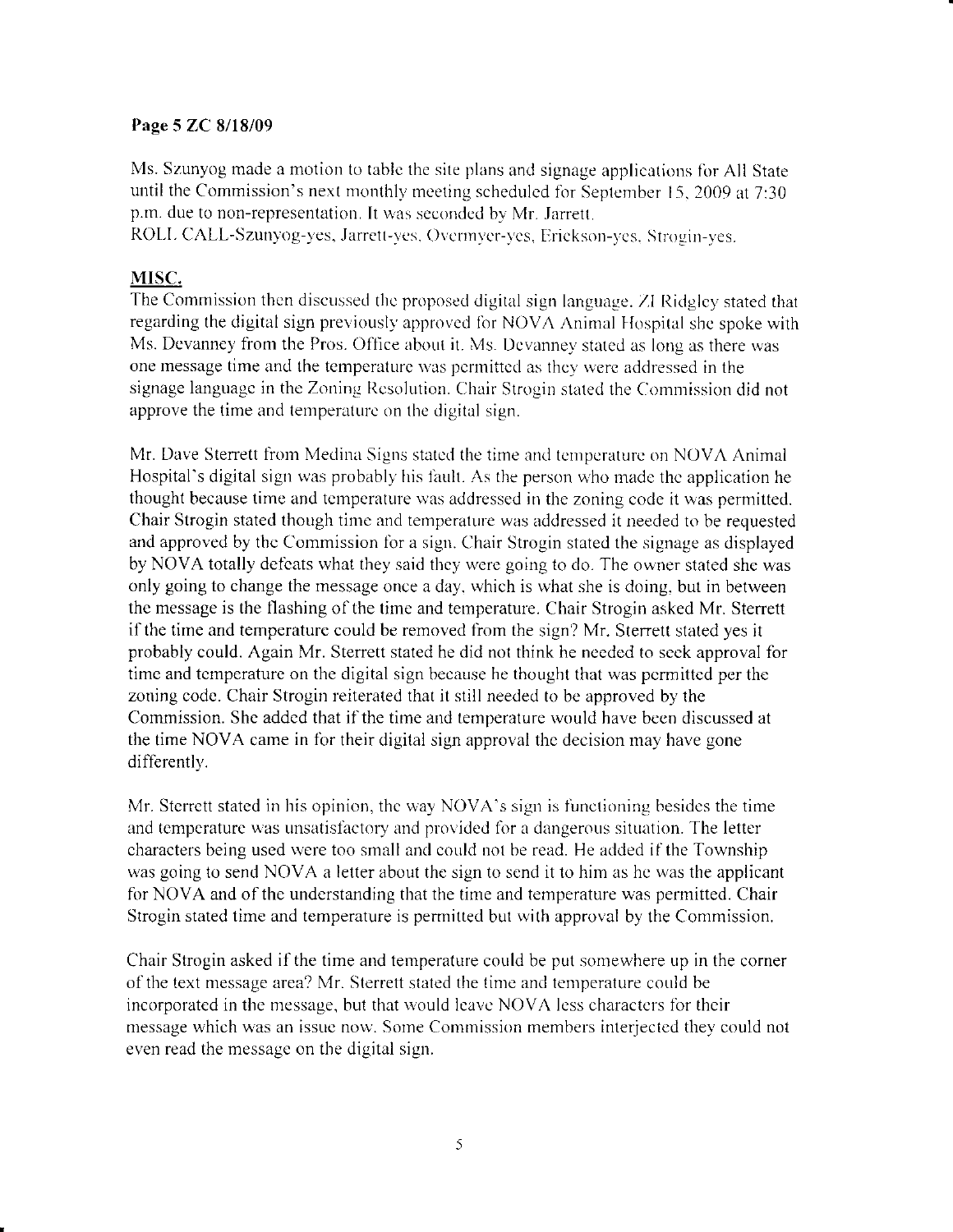Ms. Szunyog made a motion to table the site plans and signage applications for All State until the Commission's next monthly meeting scheduled for September 15, 2009 at 7:30 p.m. due to non-representation. It was seconded by Mr. Jarrett.
ROLL CALL-Szunyog-yes, Jarrett-yes, Overmyer-yes, Erickson-yes, Strogin-yes.

## MISC.

The Commission then discussed the proposed digital sign language. ZI Ridgley stated that regarding the digital sign previously approved for NOVA Animal Hospital she spoke with Ms. Devanney from the Pros. Office about it. Ms. Devanney stated as long as there was one message time and the temperature was permitted as they were addressed in the signage language in the Zoning Resolution. Chair Strogin stated the Commission did not approve the time and temperature on the digital sign.

Mr. Dave Sterrett from Medina Signs stated the time and temperature on NOVA Animal Hospital's digital sign was probably his fault. As the person who made the application he thought because time and temperature was addressed in the zoning code it was permitted. Chair Strogin stated though time and temperature was addressed it needed to be requested and approved by the Commission for a sign. Chair Strogin stated the signage as displayed by NOVA totally defeats what they said they were going to do. The owner stated she was only going to change the message once a day, which is what she is doing, but in between the message is the flashing of the time and temperature. Chair Strogin asked Mr. Sterrett if the time and temperature could be removed from the sign? Mr. Sterrett stated yes it probably could. Again Mr. Sterrett stated he did not think he needed to seek approval for time and temperature on the digital sign because he thought that was permitted per the zoning code. Chair Strogin reiterated that it still needed to be approved by the Commission. She added that if the time and temperature would have been discussed at the time NOVA came in for their digital sign approval the decision may have gone differently.

Mr. Sterrett stated in his opinion, the way NOVA's sign is functioning besides the time and temperature was unsatisfactory and provided for a dangerous situation. The letter characters being used were too small and could not be read. He added if the Township was going to send NOVA a letter about the sign to send it to him as he was the applicant for NOVA and of the understanding that the time and temperature was permitted. Chair Strogin stated time and temperature is permitted but with approval by the Commission.

Chair Strogin asked if the time and temperature could be put somewhere up in the corner of the text message area? Mr. Sterrett stated the time and temperature could be incorporated in the message, but that would leave NOVA less characters for their message which was an issue now. Some Commission members interjected they could not even read the message on the digital sign.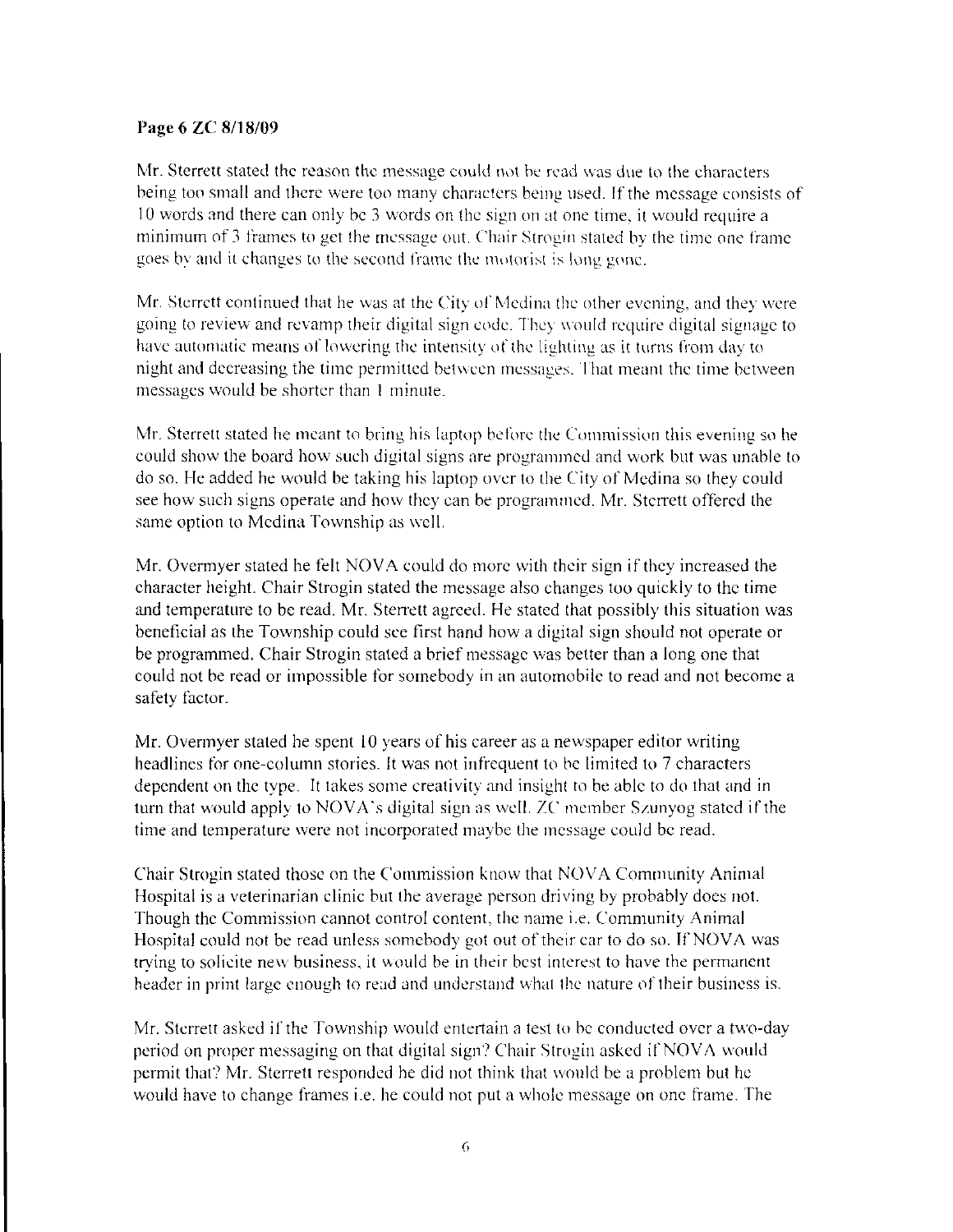**Page 6 ZC 8/18/09**

Mr. Sterrett stated the reason the message could not be read was due to the characters being too small and there were too many characters being used. If the message consists of 10 words and there can only be 3 words on the sign on at one time, it would require a minimum of 3 frames to get the message out. Chair Strogin stated by the time one frame goes by and it changes to the second frame the motorist is long gone.

Mr. Sterrett continued that he was at the City of Medina the other evening, and they were going to review and revamp their digital sign code. They would require digital signage to have automatic means of lowering the intensity of the lighting as it turns from day to night and decreasing the time permitted between messages. That meant the time between messages would be shorter than 1 minute.

Mr. Sterrett stated he meant to bring his laptop before the Commission this evening so he could show the board how such digital signs are programmed and work but was unable to do so. He added he would be taking his laptop over to the City of Medina so they could see how such signs operate and how they can be programmed. Mr. Sterrett offered the same option to Medina Township as well.

Mr. Overmyer stated he felt NOVA could do more with their sign if they increased the character height. Chair Strogin stated the message also changes too quickly to the time and temperature to be read. Mr. Sterrett agreed. He stated that possibly this situation was beneficial as the Township could see first hand how a digital sign should not operate or be programmed. Chair Strogin stated a brief message was better than a long one that could not be read or impossible for somebody in an automobile to read and not become a safety factor.

Mr. Overmyer stated he spent 10 years of his career as a newspaper editor writing headlines for one-column stories. It was not infrequent to be limited to 7 characters dependent on the type. It takes some creativity and insight to be able to do that and in turn that would apply to NOVA's digital sign as well. ZC member Szunyog stated if the time and temperature were not incorporated maybe the message could be read.

Chair Strogin stated those on the Commission know that NOVA Community Animal Hospital is a veterinarian clinic but the average person driving by probably does not. Though the Commission cannot control content, the name i.e. Community Animal Hospital could not be read unless somebody got out of their car to do so. If NOVA was trying to solicite new business, it would be in their best interest to have the permanent header in print large enough to read and understand what the nature of their business is.

Mr. Sterrett asked if the Township would entertain a test to be conducted over a two-day period on proper messaging on that digital sign? Chair Strogin asked if NOVA would permit that? Mr. Sterrett responded he did not think that would be a problem but he would have to change frames i.e. he could not put a whole message on one frame. The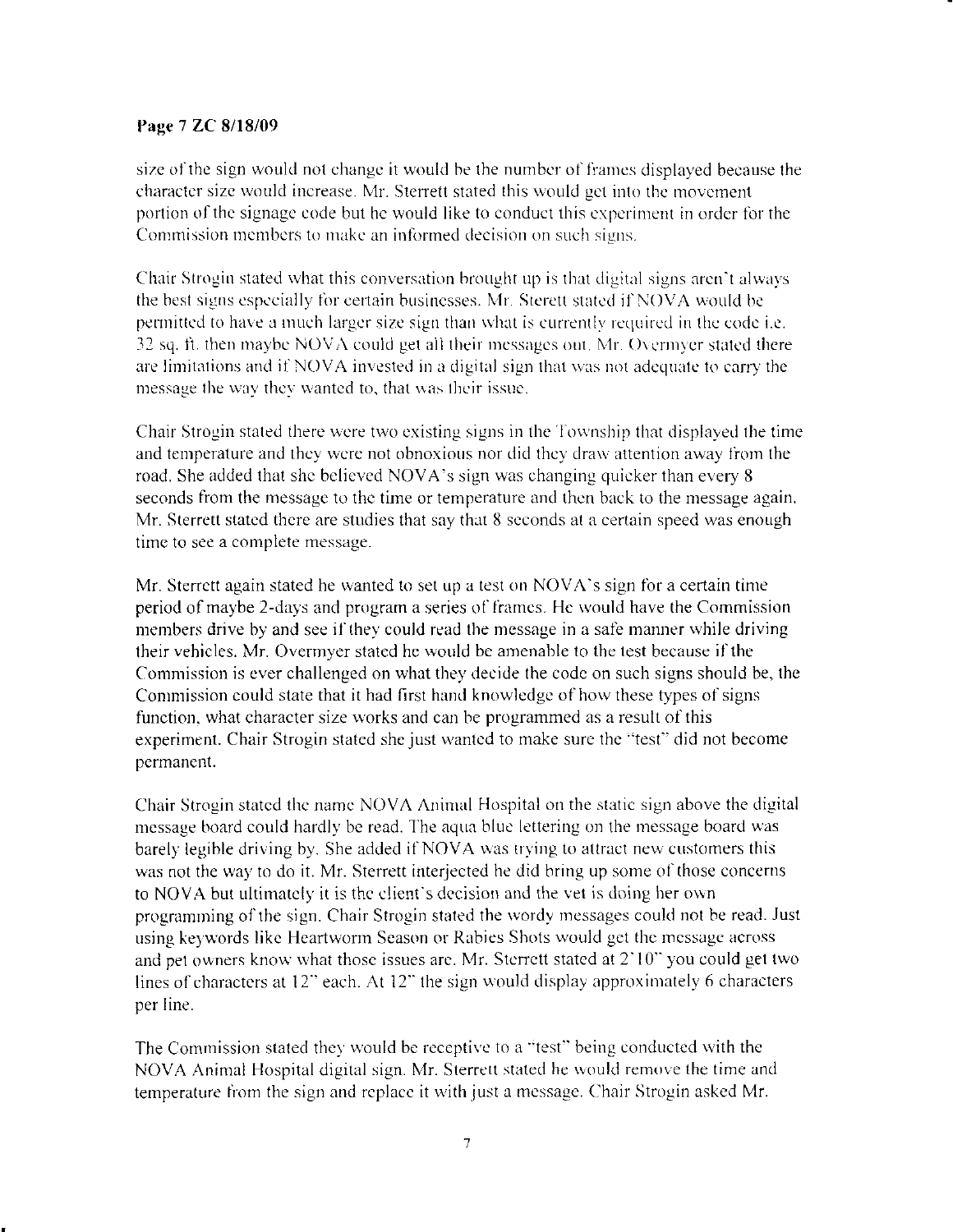size of the sign would not change it would be the number of frames displayed because the character size would increase. Mr. Sterrett stated this would get into the movement portion of the signage code but he would like to conduct this experiment in order for the Commission members to make an informed decision on such signs.

Chair Strogin stated what this conversation brought up is that digital signs aren't always the best signs especially for certain businesses. Mr. Sterett stated if NOVA would be permitted to have a much larger size sign than what is currently required in the code i.e. 32 sq. ft. then maybe NOVA could get all their messages out. Mr. Overmyer stated there are limitations and if NOVA invested in a digital sign that was not adequate to carry the message the way they wanted to, that was their issue.

Chair Strogin stated there were two existing signs in the Township that displayed the time and temperature and they were not obnoxious nor did they draw attention away from the road. She added that she believed NOVA's sign was changing quicker than every 8 seconds from the message to the time or temperature and then back to the message again. Mr. Sterrett stated there are studies that say that 8 seconds at a certain speed was enough time to see a complete message.

Mr. Sterrett again stated he wanted to set up a test on NOVA's sign for a certain time period of maybe 2-days and program a series of frames. He would have the Commission members drive by and see if they could read the message in a safe manner while driving their vehicles. Mr. Overmyer stated he would be amenable to the test because if the Commission is ever challenged on what they decide the code on such signs should be, the Commission could state that it had first hand knowledge of how these types of signs function, what character size works and can be programmed as a result of this experiment. Chair Strogin stated she just wanted to make sure the "test" did not become permanent.

Chair Strogin stated the name NOVA Animal Hospital on the static sign above the digital message board could hardly be read. The aqua blue lettering on the message board was barely legible driving by. She added if NOVA was trying to attract new customers this was not the way to do it. Mr. Sterrett interjected he did bring up some of those concerns to NOVA but ultimately it is the client's decision and the vet is doing her own programming of the sign. Chair Strogin stated the wordy messages could not be read. Just using keywords like Heartworm Season or Rabies Shots would get the message across and pet owners know what those issues are. Mr. Sterrett stated at 2'10" you could get two lines of characters at 12" each. At 12" the sign would display approximately 6 characters per line.

The Commission stated they would be receptive to a "test" being conducted with the NOVA Animal Hospital digital sign. Mr. Sterrett stated he would remove the time and temperature from the sign and replace it with just a message. Chair Strogin asked Mr.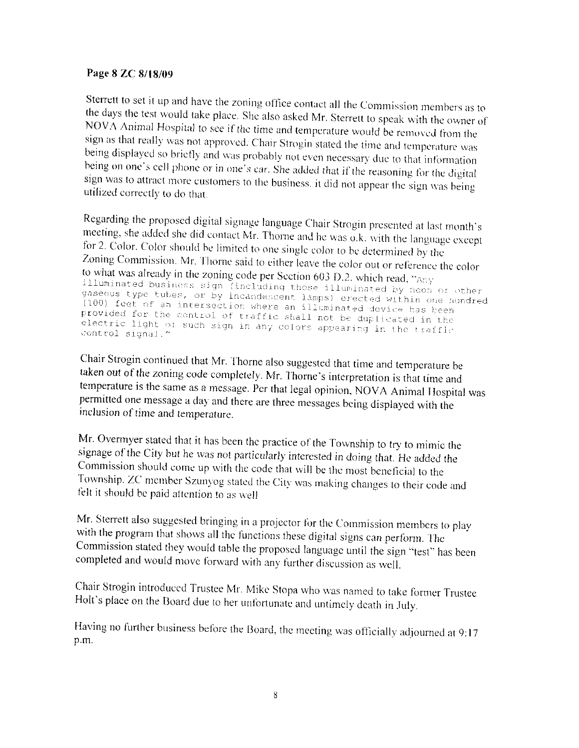Sterrett to set it up and have the zoning office contact all the Commission members as to the days the test would take place. She also asked Mr. Sterrett to speak with the owner of NOVA Animal Hospital to see if the time and temperature would be removed from the sign as that really was not approved. Chair Strogin stated the time and temperature was being displayed so briefly and was probably not even necessary due to that information being on one's cell phone or in one's car. She added that if the reasoning for the digital sign was to attract more customers to the business, it did not appear the sign was being utilized correctly to do that.

Regarding the proposed digital signage language Chair Strogin presented at last month's meeting, she added she did contact Mr. Thorne and he was o.k. with the language except for 2. Color. Color should be limited to one single color to be determined by the Zoning Commission. Mr. Thorne said to either leave the color out or reference the color to what was already in the zoning code per Section 603 D.2. which read, "Any illuminated business sign (including those illuminated by neon or other gaseous type tubes, or by incandescent lamps) erected within one hundred (100) feet of an intersection where an illuminated device has been provided for the control of traffic shall not be duplicated in the electric light of such sign in any colors appearing in the traffic control signal."

Chair Strogin continued that Mr. Thorne also suggested that time and temperature be taken out of the zoning code completely. Mr. Thorne's interpretation is that time and temperature is the same as a message. Per that legal opinion, NOVA Animal Hospital was permitted one message a day and there are three messages being displayed with the inclusion of time and temperature.

Mr. Overmyer stated that it has been the practice of the Township to try to mimic the signage of the City but he was not particularly interested in doing that. He added the Commission should come up with the code that will be the most beneficial to the Township. ZC member Szunyog stated the City was making changes to their code and felt it should be paid attention to as well

Mr. Sterrett also suggested bringing in a projector for the Commission members to play with the program that shows all the functions these digital signs can perform. The Commission stated they would table the proposed language until the sign "test" has been completed and would move forward with any further discussion as well.

Chair Strogin introduced Trustee Mr. Mike Stopa who was named to take former Trustee Holt's place on the Board due to her unfortunate and untimely death in July.

Having no further business before the Board, the meeting was officially adjourned at 9:17 p.m.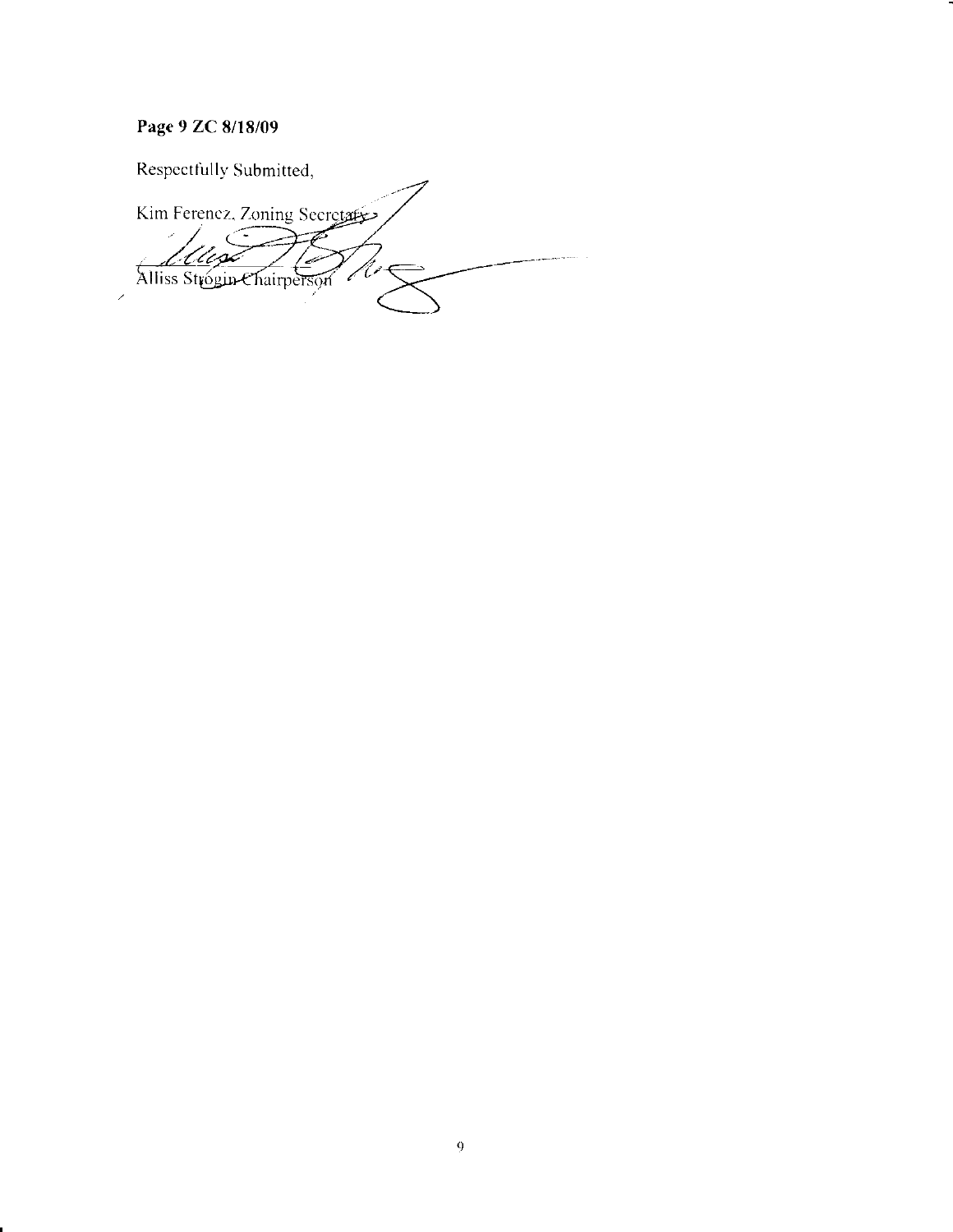**Page 9 ZC 8/18/09**

Respectfully Submitted,

Kim Ferencz, Zoning Secretary

Alliss Strogin Chairperson